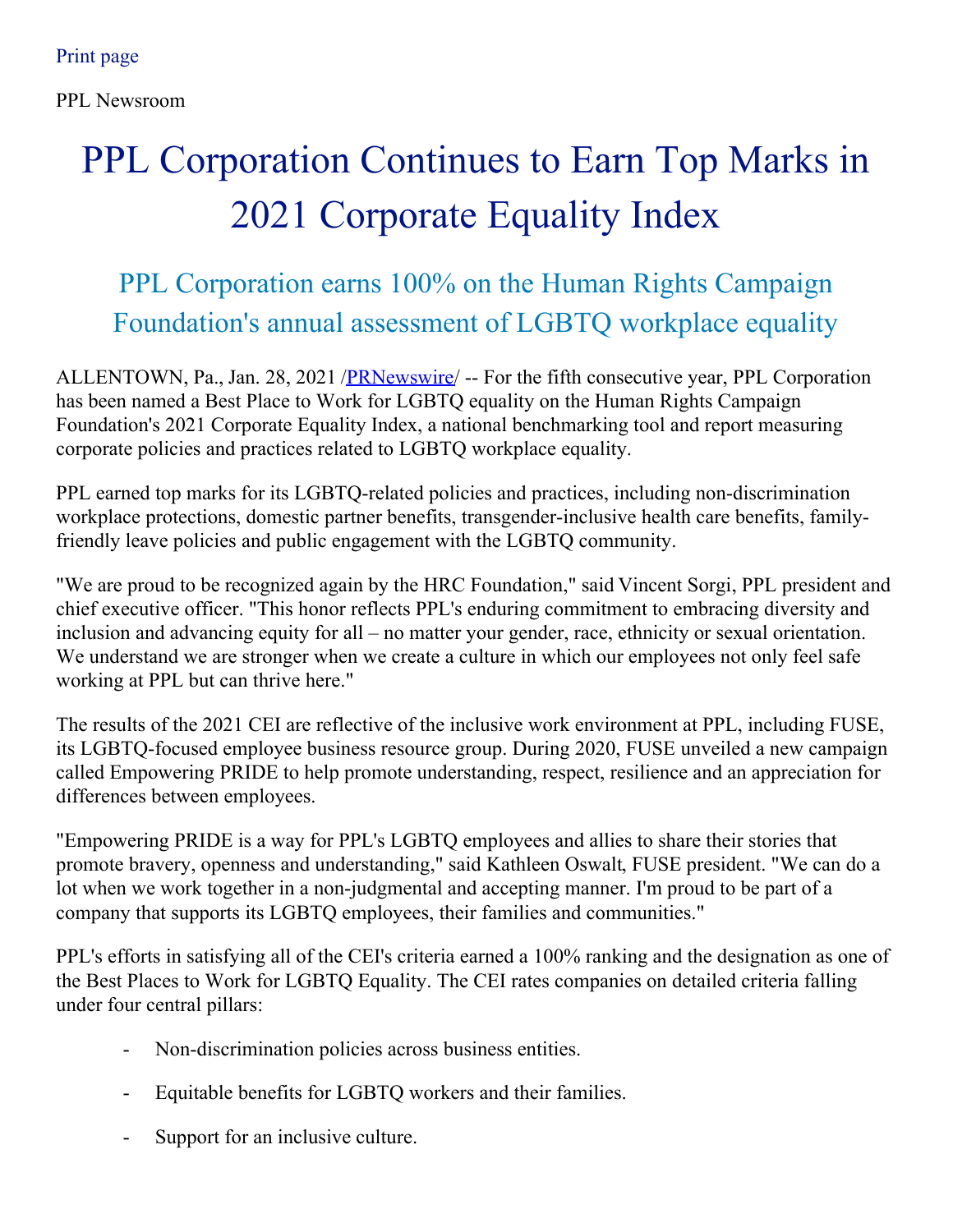Print page

PPL Newsroom

# PPL Corporation Continues to Earn Top Marks in 2021 Corporate Equality Index

## PPL Corporation earns 100% on the Human Rights Campaign Foundation's annual assessment of LGBTQ workplace equality

ALLENTOWN, Pa., Jan. 28, 2021 /PRNewswire/ -- For the fifth consecutive year, PPL Corporation has been named a Best Place to Work for LGBTQ equality on the Human Rights Campaign Foundation's 2021 Corporate Equality Index, a national benchmarking tool and report measuring corporate policies and practices related to LGBTQ workplace equality.

PPL earned top marks for its LGBTQ-related policies and practices, including non-discrimination workplace protections, domestic partner benefits, transgender-inclusive health care benefits, family-friendly leave policies and public engagement with the LGBTQ community.

"We are proud to be recognized again by the HRC Foundation," said Vincent Sorgi, PPL president and chief executive officer. "This honor reflects PPL's enduring commitment to embracing diversity and inclusion and advancing equity for all – no matter your gender, race, ethnicity or sexual orientation. We understand we are stronger when we create a culture in which our employees not only feel safe working at PPL but can thrive here."

The results of the 2021 CEI are reflective of the inclusive work environment at PPL, including FUSE, its LGBTQ-focused employee business resource group. During 2020, FUSE unveiled a new campaign called Empowering PRIDE to help promote understanding, respect, resilience and an appreciation for differences between employees.

"Empowering PRIDE is a way for PPL's LGBTQ employees and allies to share their stories that promote bravery, openness and understanding," said Kathleen Oswalt, FUSE president. "We can do a lot when we work together in a non-judgmental and accepting manner. I'm proud to be part of a company that supports its LGBTQ employees, their families and communities."

PPL's efforts in satisfying all of the CEI's criteria earned a 100% ranking and the designation as one of the Best Places to Work for LGBTQ Equality. The CEI rates companies on detailed criteria falling under four central pillars:

- Non-discrimination policies across business entities.
- Equitable benefits for LGBTQ workers and their families.
- Support for an inclusive culture.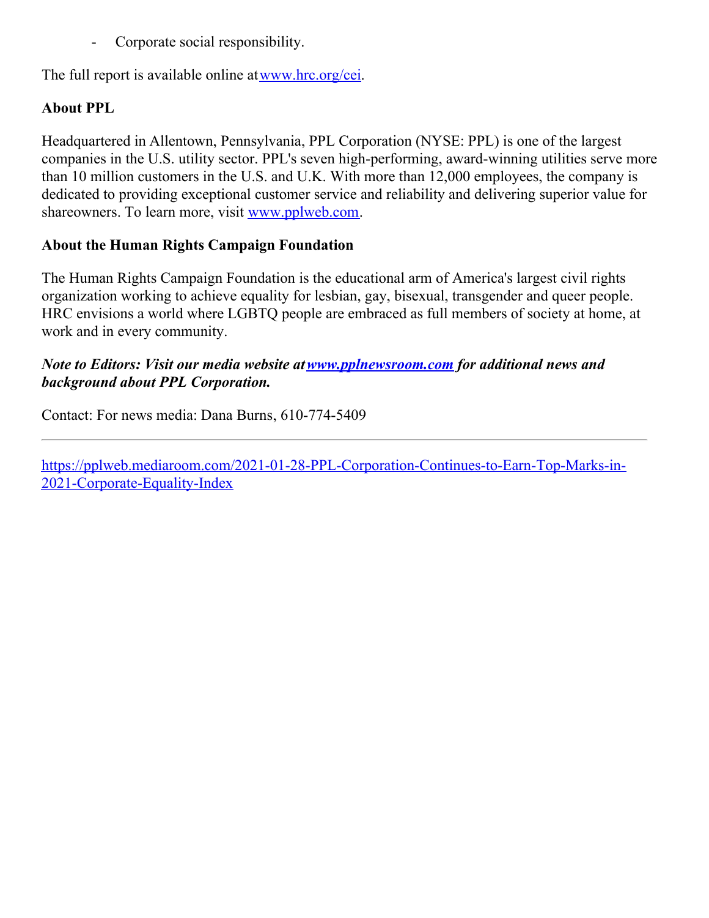- Corporate social responsibility.

The full report is available online at www.hrc.org/cei.

**About PPL**

Headquartered in Allentown, Pennsylvania, PPL Corporation (NYSE: PPL) is one of the largest companies in the U.S. utility sector. PPL's seven high-performing, award-winning utilities serve more than 10 million customers in the U.S. and U.K. With more than 12,000 employees, the company is dedicated to providing exceptional customer service and reliability and delivering superior value for shareowners. To learn more, visit www.pplweb.com.

**About the Human Rights Campaign Foundation**

The Human Rights Campaign Foundation is the educational arm of America's largest civil rights organization working to achieve equality for lesbian, gay, bisexual, transgender and queer people. HRC envisions a world where LGBTQ people are embraced as full members of society at home, at work and in every community.

***Note to Editors: Visit our media website at www.pplnewsroom.com for additional news and background about PPL Corporation.***

Contact: For news media: Dana Burns, 610-774-5409

---

https://pplweb.mediaroom.com/2021-01-28-PPL-Corporation-Continues-to-Earn-Top-Marks-in-2021-Corporate-Equality-Index